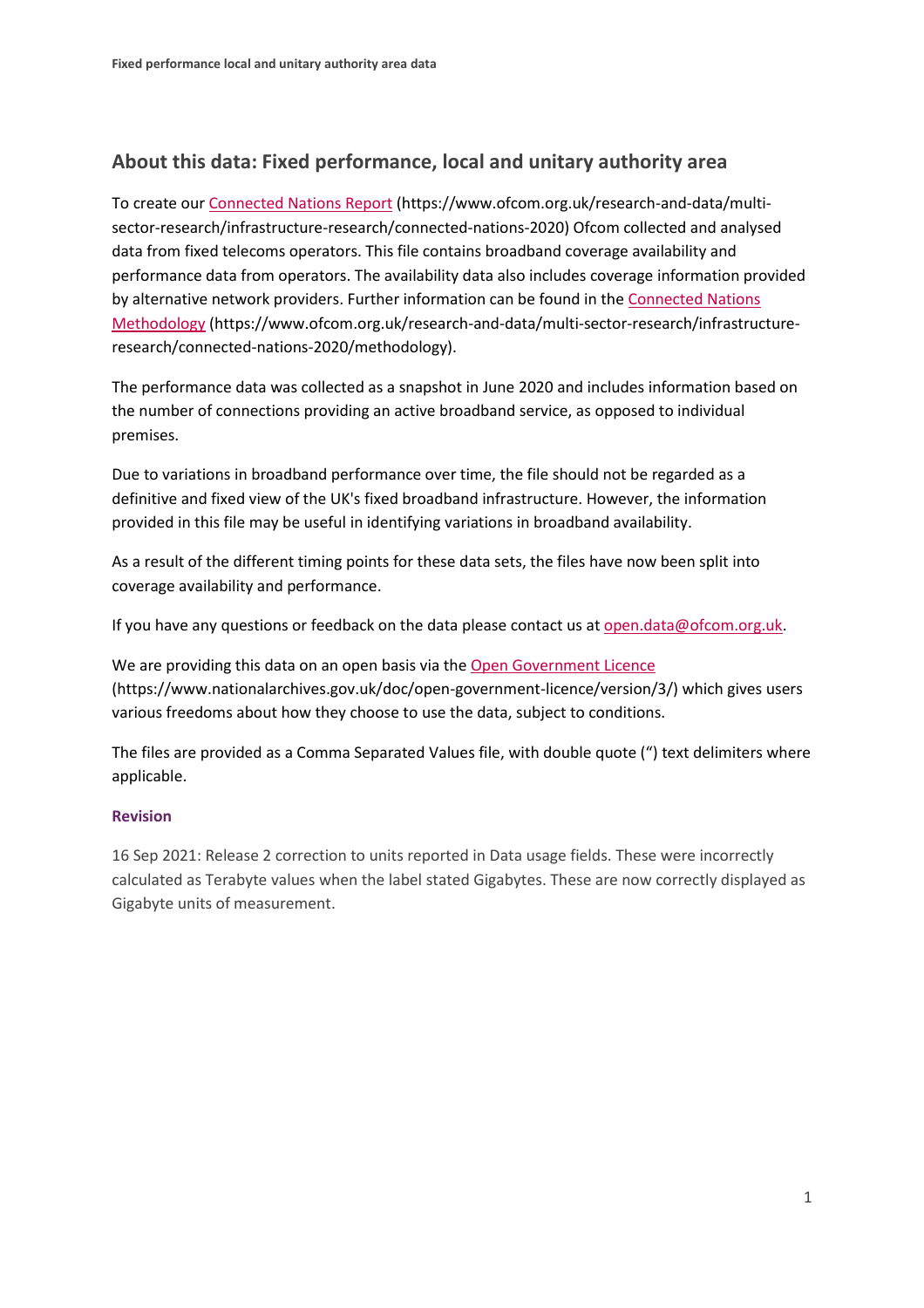## About this data: Fixed performance, local and unitary authority area

To create our Connected Nations Report (https://www.ofcom.org.uk/research-and-data/multi-sector-research/infrastructure-research/connected-nations-2020) Ofcom collected and analysed data from fixed telecoms operators. This file contains broadband coverage availability and performance data from operators. The availability data also includes coverage information provided by alternative network providers. Further information can be found in the Connected Nations Methodology (https://www.ofcom.org.uk/research-and-data/multi-sector-research/infrastructure-research/connected-nations-2020/methodology).

The performance data was collected as a snapshot in June 2020 and includes information based on the number of connections providing an active broadband service, as opposed to individual premises.

Due to variations in broadband performance over time, the file should not be regarded as a definitive and fixed view of the UK's fixed broadband infrastructure. However, the information provided in this file may be useful in identifying variations in broadband availability.

As a result of the different timing points for these data sets, the files have now been split into coverage availability and performance.

If you have any questions or feedback on the data please contact us at open.data@ofcom.org.uk.

We are providing this data on an open basis via the Open Government Licence (https://www.nationalarchives.gov.uk/doc/open-government-licence/version/3/) which gives users various freedoms about how they choose to use the data, subject to conditions.

The files are provided as a Comma Separated Values file, with double quote (") text delimiters where applicable.

#### Revision

16 Sep 2021: Release 2 correction to units reported in Data usage fields. These were incorrectly calculated as Terabyte values when the label stated Gigabytes. These are now correctly displayed as Gigabyte units of measurement.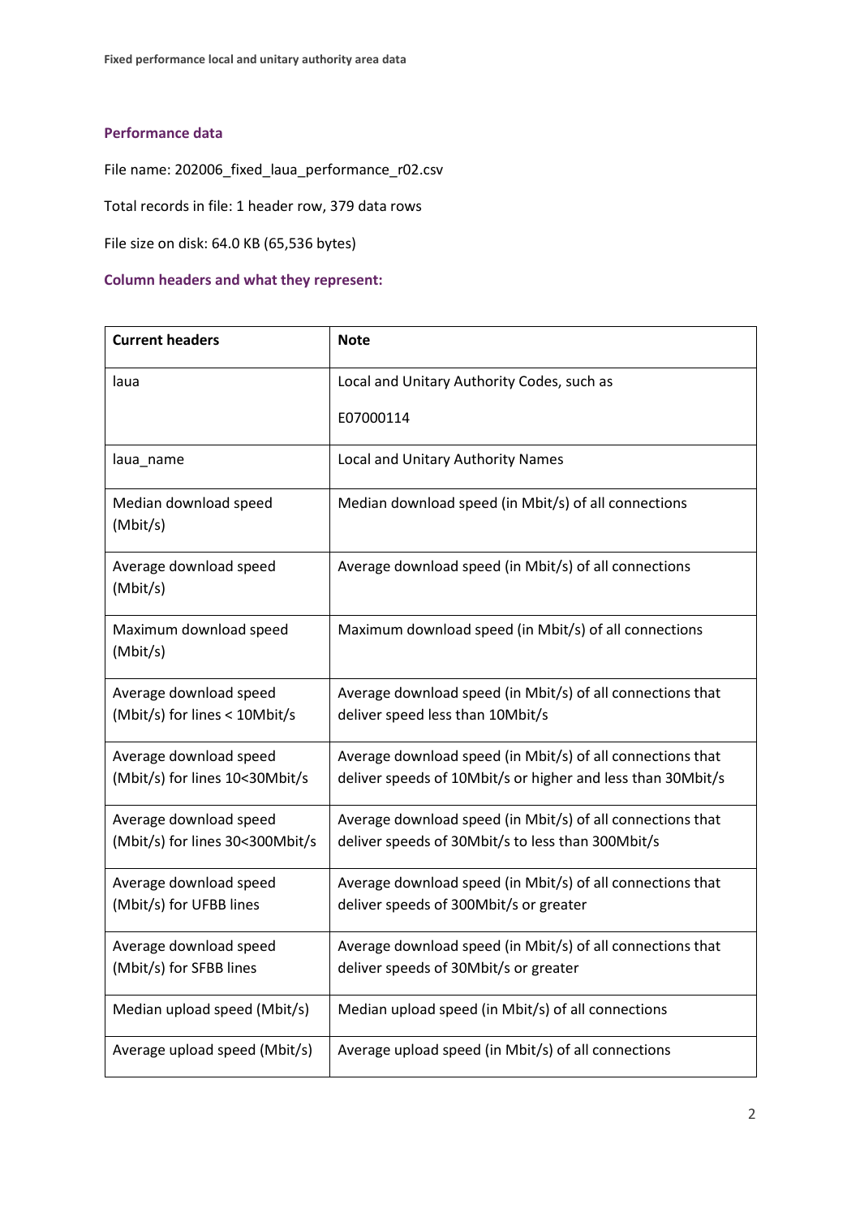## Performance data

File name: 202006_fixed_laua_performance_r02.csv

Total records in file: 1 header row, 379 data rows

File size on disk: 64.0 KB (65,536 bytes)

### Column headers and what they represent:

| Current headers | Note |
|---|---|
| laua | Local and Unitary Authority Codes, such as<br><br>E07000114 |
| laua_name | Local and Unitary Authority Names |
| Median download speed (Mbit/s) | Median download speed (in Mbit/s) of all connections |
| Average download speed (Mbit/s) | Average download speed (in Mbit/s) of all connections |
| Maximum download speed (Mbit/s) | Maximum download speed (in Mbit/s) of all connections |
| Average download speed (Mbit/s) for lines < 10Mbit/s | Average download speed (in Mbit/s) of all connections that deliver speed less than 10Mbit/s |
| Average download speed (Mbit/s) for lines 10<30Mbit/s | Average download speed (in Mbit/s) of all connections that deliver speeds of 10Mbit/s or higher and less than 30Mbit/s |
| Average download speed (Mbit/s) for lines 30<300Mbit/s | Average download speed (in Mbit/s) of all connections that deliver speeds of 30Mbit/s to less than 300Mbit/s |
| Average download speed (Mbit/s) for UFBB lines | Average download speed (in Mbit/s) of all connections that deliver speeds of 300Mbit/s or greater |
| Average download speed (Mbit/s) for SFBB lines | Average download speed (in Mbit/s) of all connections that deliver speeds of 30Mbit/s or greater |
| Median upload speed (Mbit/s) | Median upload speed (in Mbit/s) of all connections |
| Average upload speed (Mbit/s) | Average upload speed (in Mbit/s) of all connections |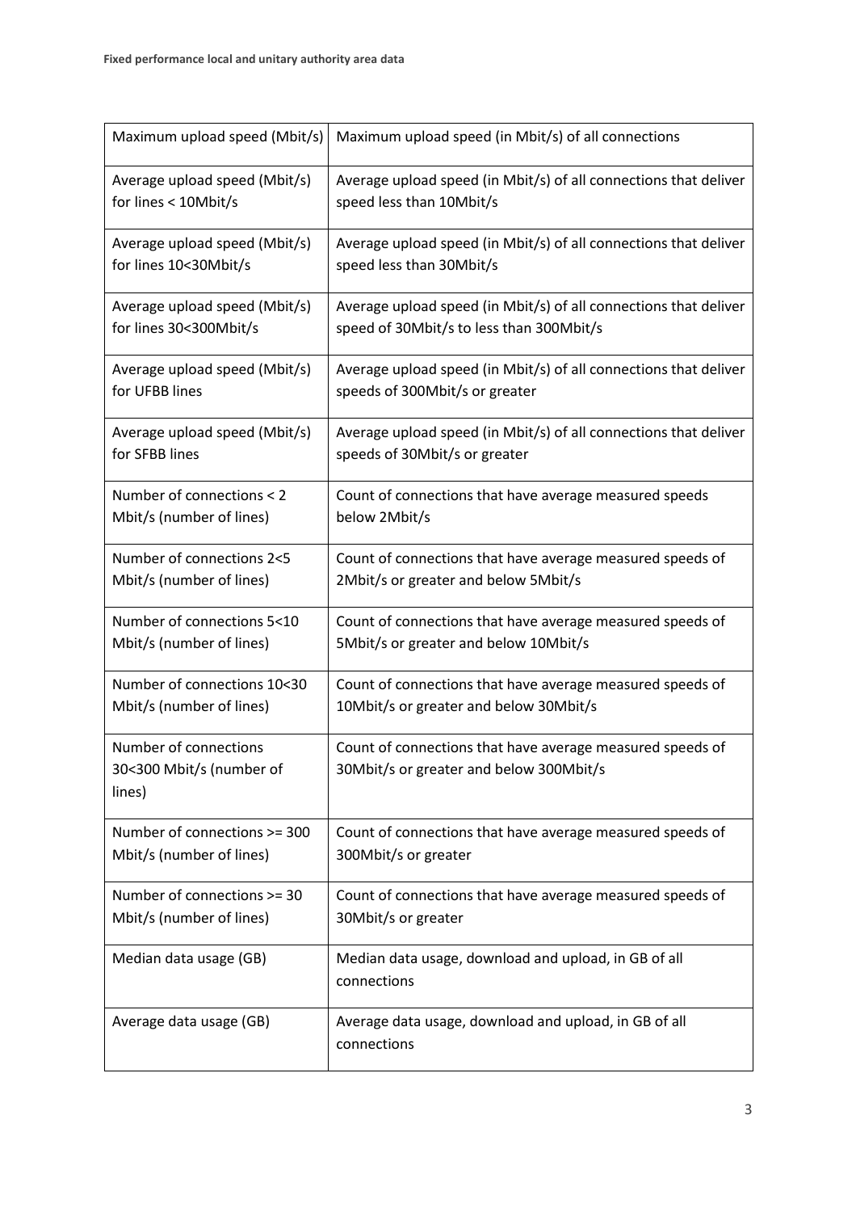| Maximum upload speed (Mbit/s) | Maximum upload speed (in Mbit/s) of all connections |
|---|---|
| Average upload speed (Mbit/s) for lines < 10Mbit/s | Average upload speed (in Mbit/s) of all connections that deliver speed less than 10Mbit/s |
| Average upload speed (Mbit/s) for lines 10<30Mbit/s | Average upload speed (in Mbit/s) of all connections that deliver speed less than 30Mbit/s |
| Average upload speed (Mbit/s) for lines 30<300Mbit/s | Average upload speed (in Mbit/s) of all connections that deliver speed of 30Mbit/s to less than 300Mbit/s |
| Average upload speed (Mbit/s) for UFBB lines | Average upload speed (in Mbit/s) of all connections that deliver speeds of 300Mbit/s or greater |
| Average upload speed (Mbit/s) for SFBB lines | Average upload speed (in Mbit/s) of all connections that deliver speeds of 30Mbit/s or greater |
| Number of connections < 2 Mbit/s (number of lines) | Count of connections that have average measured speeds below 2Mbit/s |
| Number of connections 2<5 Mbit/s (number of lines) | Count of connections that have average measured speeds of 2Mbit/s or greater and below 5Mbit/s |
| Number of connections 5<10 Mbit/s (number of lines) | Count of connections that have average measured speeds of 5Mbit/s or greater and below 10Mbit/s |
| Number of connections 10<30 Mbit/s (number of lines) | Count of connections that have average measured speeds of 10Mbit/s or greater and below 30Mbit/s |
| Number of connections 30<300 Mbit/s (number of lines) | Count of connections that have average measured speeds of 30Mbit/s or greater and below 300Mbit/s |
| Number of connections >= 300 Mbit/s (number of lines) | Count of connections that have average measured speeds of 300Mbit/s or greater |
| Number of connections >= 30 Mbit/s (number of lines) | Count of connections that have average measured speeds of 30Mbit/s or greater |
| Median data usage (GB) | Median data usage, download and upload, in GB of all connections |
| Average data usage (GB) | Average data usage, download and upload, in GB of all connections |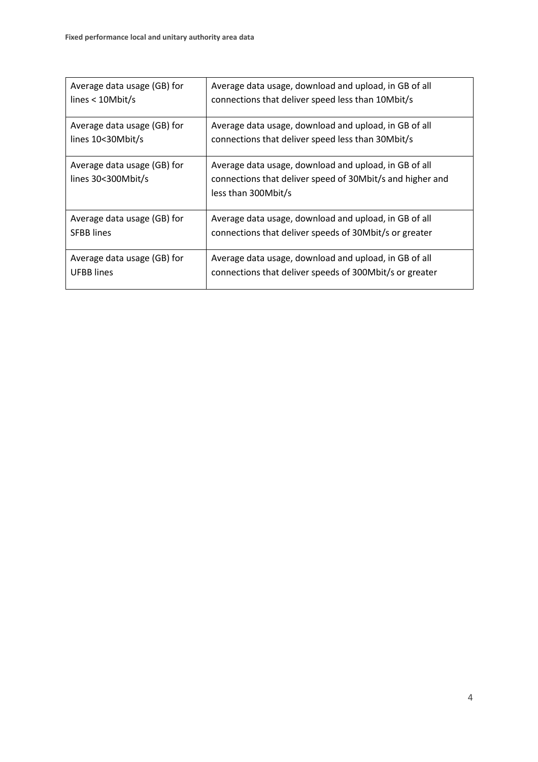| | |
|---|---|
| Average data usage (GB) for lines < 10Mbit/s | Average data usage, download and upload, in GB of all connections that deliver speed less than 10Mbit/s |
| Average data usage (GB) for lines 10<30Mbit/s | Average data usage, download and upload, in GB of all connections that deliver speed less than 30Mbit/s |
| Average data usage (GB) for lines 30<300Mbit/s | Average data usage, download and upload, in GB of all connections that deliver speed of 30Mbit/s and higher and less than 300Mbit/s |
| Average data usage (GB) for SFBB lines | Average data usage, download and upload, in GB of all connections that deliver speeds of 30Mbit/s or greater |
| Average data usage (GB) for UFBB lines | Average data usage, download and upload, in GB of all connections that deliver speeds of 300Mbit/s or greater |